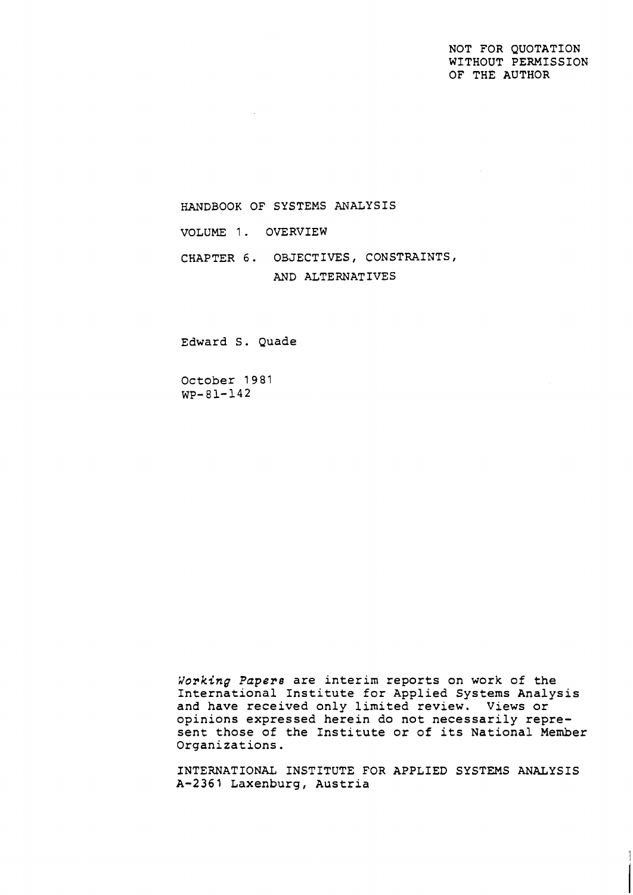NOT FOR QUOTATION
WITHOUT PERMISSION
OF THE AUTHOR

# HANDBOOK OF SYSTEMS ANALYSIS

## VOLUME 1. OVERVIEW

## CHAPTER 6. OBJECTIVES, CONSTRAINTS, AND ALTERNATIVES

Edward S. Quade

October 1981
WP-81-142

*Working Papers* are interim reports on work of the International Institute for Applied Systems Analysis and have received only limited review. Views or opinions expressed herein do not necessarily represent those of the Institute or of its National Member Organizations.

INTERNATIONAL INSTITUTE FOR APPLIED SYSTEMS ANALYSIS
A-2361 Laxenburg, Austria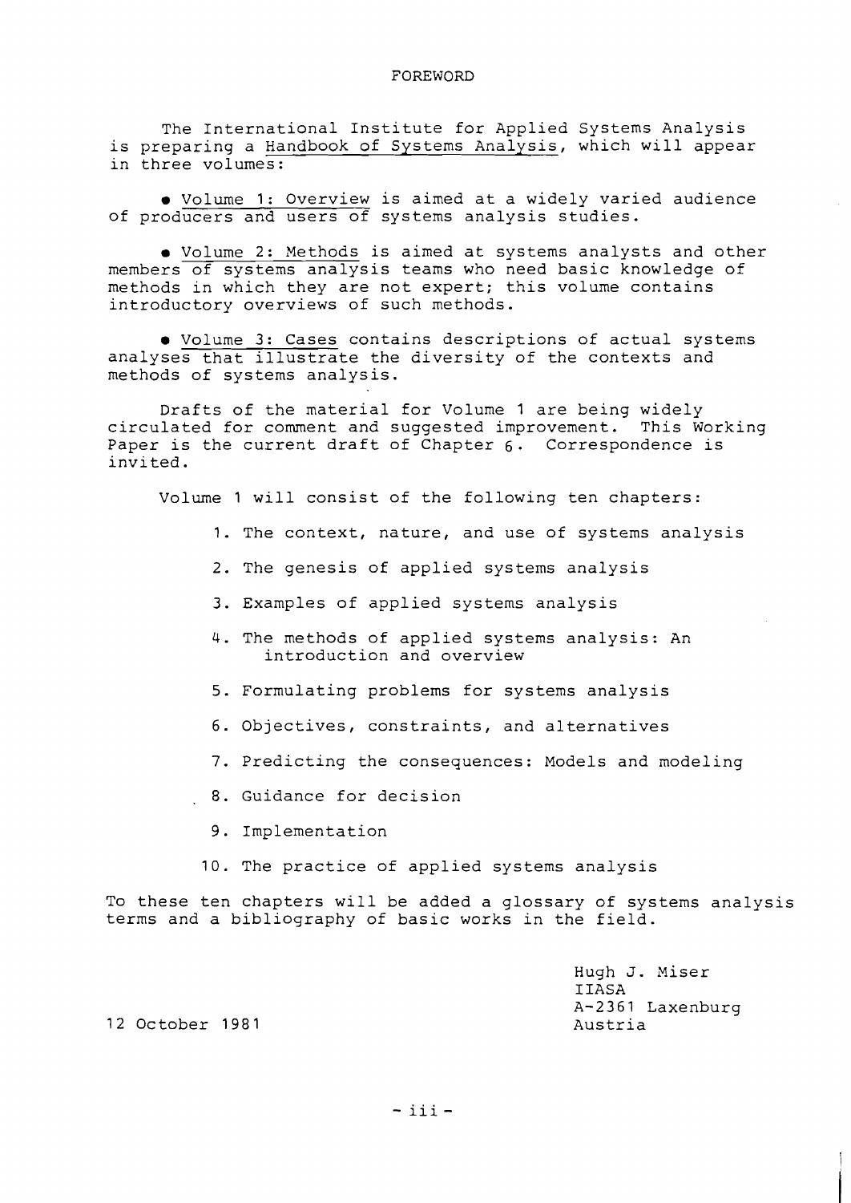# FOREWORD

The International Institute for Applied Systems Analysis is preparing a Handbook of Systems Analysis, which will appear in three volumes:

- Volume 1: Overview is aimed at a widely varied audience of producers and users of systems analysis studies.

- Volume 2: Methods is aimed at systems analysts and other members of systems analysis teams who need basic knowledge of methods in which they are not expert; this volume contains introductory overviews of such methods.

- Volume 3: Cases contains descriptions of actual systems analyses that illustrate the diversity of the contexts and methods of systems analysis.

Drafts of the material for Volume 1 are being widely circulated for comment and suggested improvement. This Working Paper is the current draft of Chapter 6. Correspondence is invited.

Volume 1 will consist of the following ten chapters:

1. The context, nature, and use of systems analysis
2. The genesis of applied systems analysis
3. Examples of applied systems analysis
4. The methods of applied systems analysis: An introduction and overview
5. Formulating problems for systems analysis
6. Objectives, constraints, and alternatives
7. Predicting the consequences: Models and modeling
8. Guidance for decision
9. Implementation
10. The practice of applied systems analysis

To these ten chapters will be added a glossary of systems analysis terms and a bibliography of basic works in the field.

Hugh J. Miser
IIASA
A-2361 Laxenburg
Austria

12 October 1981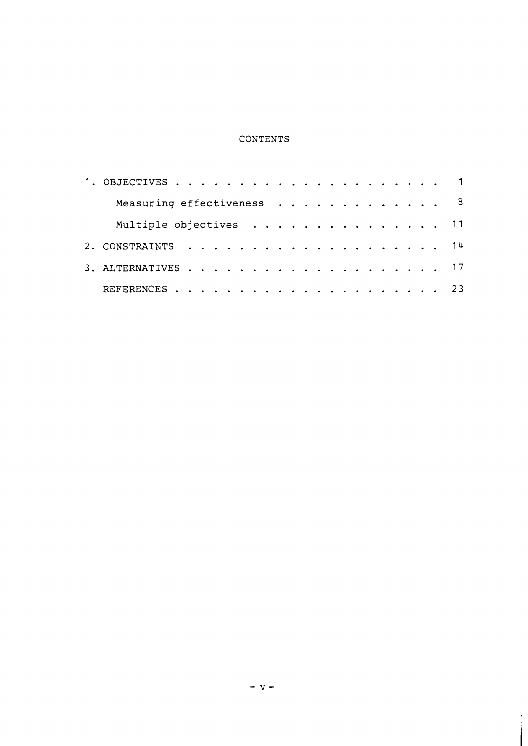# CONTENTS

1. OBJECTIVES . . . . . . . . . . . . . . . . . . . . 1
   - Measuring effectiveness . . . . . . . . . . . . . 8
   - Multiple objectives . . . . . . . . . . . . . . . 11
2. CONSTRAINTS . . . . . . . . . . . . . . . . . . . . 14
3. ALTERNATIVES . . . . . . . . . . . . . . . . . . . 17

REFERENCES . . . . . . . . . . . . . . . . . . . . . 23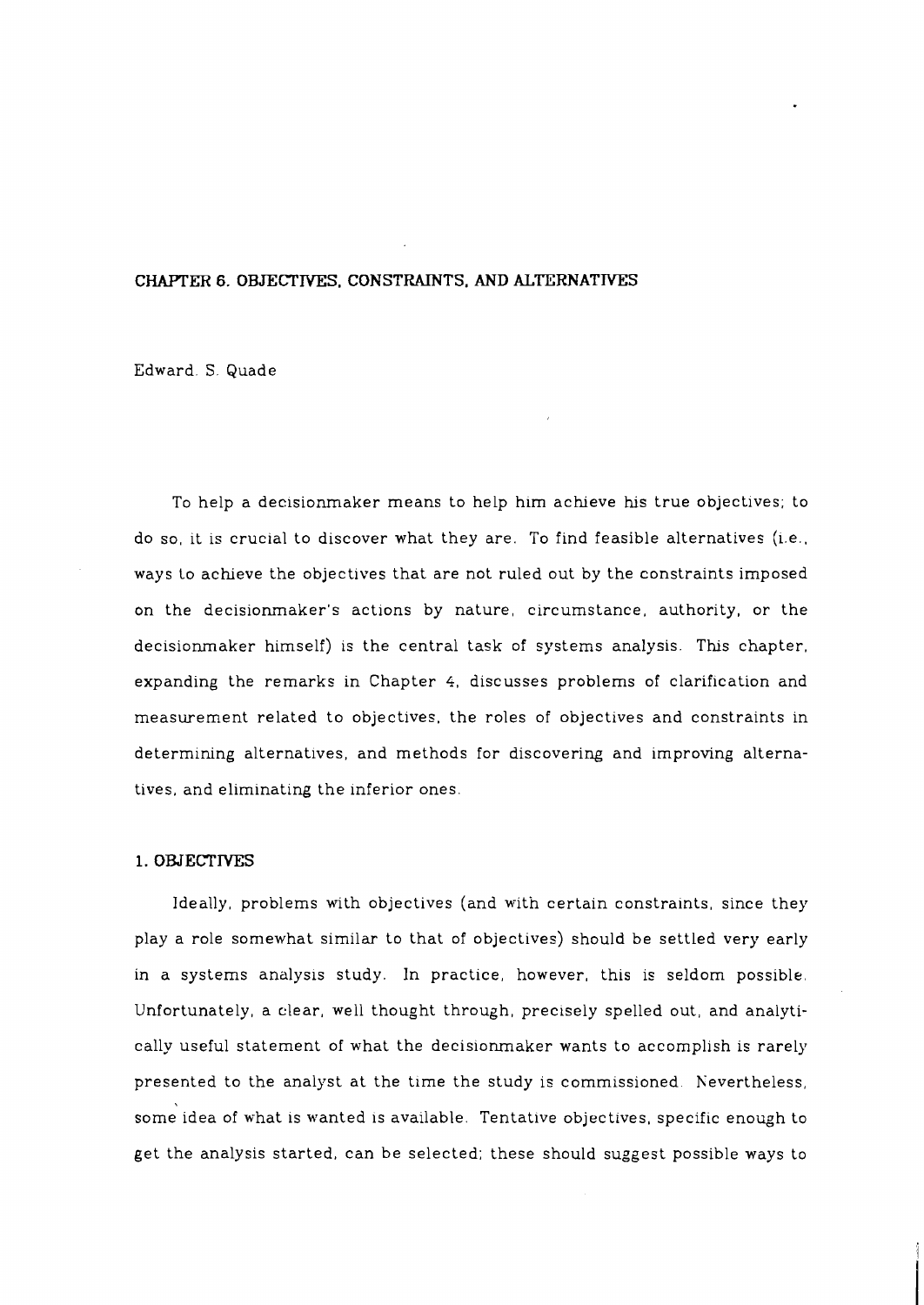# CHAPTER 6. OBJECTIVES, CONSTRAINTS, AND ALTERNATIVES

Edward. S. Quade

To help a decisionmaker means to help him achieve his true objectives; to do so, it is crucial to discover what they are. To find feasible alternatives (i.e., ways to achieve the objectives that are not ruled out by the constraints imposed on the decisionmaker's actions by nature, circumstance, authority, or the decisionmaker himself) is the central task of systems analysis. This chapter, expanding the remarks in Chapter 4, discusses problems of clarification and measurement related to objectives, the roles of objectives and constraints in determining alternatives, and methods for discovering and improving alternatives, and eliminating the inferior ones.

## 1. OBJECTIVES

Ideally, problems with objectives (and with certain constraints, since they play a role somewhat similar to that of objectives) should be settled very early in a systems analysis study. In practice, however, this is seldom possible. Unfortunately, a clear, well thought through, precisely spelled out, and analytically useful statement of what the decisionmaker wants to accomplish is rarely presented to the analyst at the time the study is commissioned. Nevertheless, some idea of what is wanted is available. Tentative objectives, specific enough to get the analysis started, can be selected; these should suggest possible ways to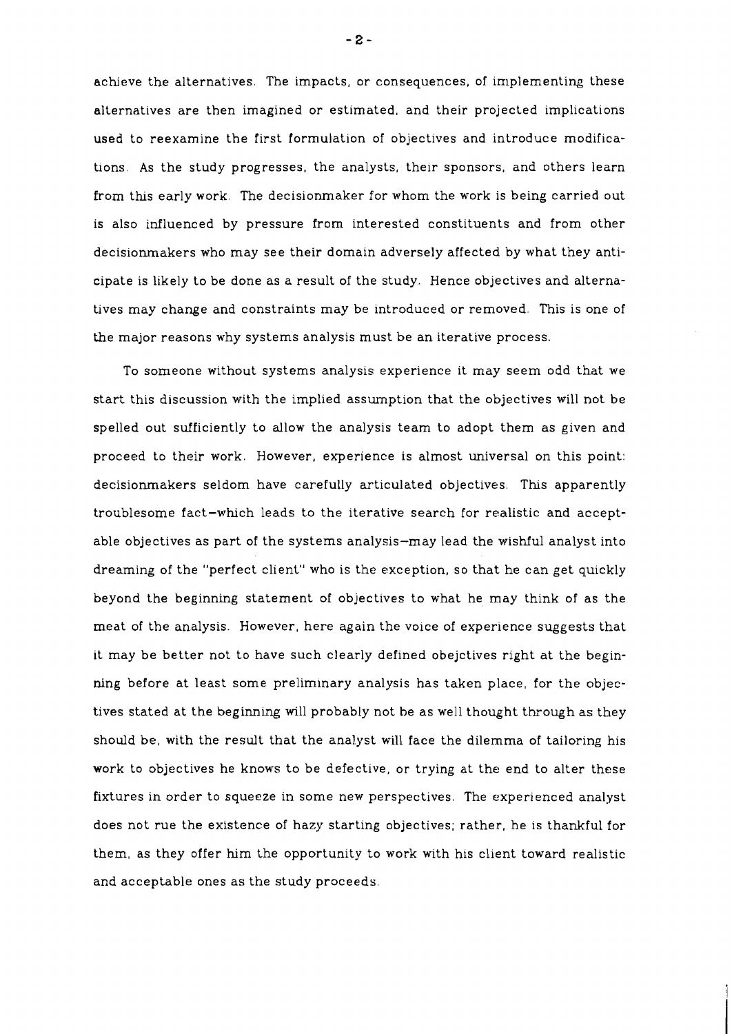achieve the alternatives. The impacts, or consequences, of implementing these alternatives are then imagined or estimated, and their projected implications used to reexamine the first formulation of objectives and introduce modifications. As the study progresses, the analysts, their sponsors, and others learn from this early work. The decisionmaker for whom the work is being carried out is also influenced by pressure from interested constituents and from other decisionmakers who may see their domain adversely affected by what they anticipate is likely to be done as a result of the study. Hence objectives and alternatives may change and constraints may be introduced or removed. This is one of the major reasons why systems analysis must be an iterative process.

To someone without systems analysis experience it may seem odd that we start this discussion with the implied assumption that the objectives will not be spelled out sufficiently to allow the analysis team to adopt them as given and proceed to their work. However, experience is almost universal on this point: decisionmakers seldom have carefully articulated objectives. This apparently troublesome fact—which leads to the iterative search for realistic and acceptable objectives as part of the systems analysis—may lead the wishful analyst into dreaming of the "perfect client" who is the exception, so that he can get quickly beyond the beginning statement of objectives to what he may think of as the meat of the analysis. However, here again the voice of experience suggests that it may be better not to have such clearly defined obejctives right at the beginning before at least some preliminary analysis has taken place, for the objectives stated at the beginning will probably not be as well thought through as they should be, with the result that the analyst will face the dilemma of tailoring his work to objectives he knows to be defective, or trying at the end to alter these fixtures in order to squeeze in some new perspectives. The experienced analyst does not rue the existence of hazy starting objectives; rather, he is thankful for them, as they offer him the opportunity to work with his client toward realistic and acceptable ones as the study proceeds.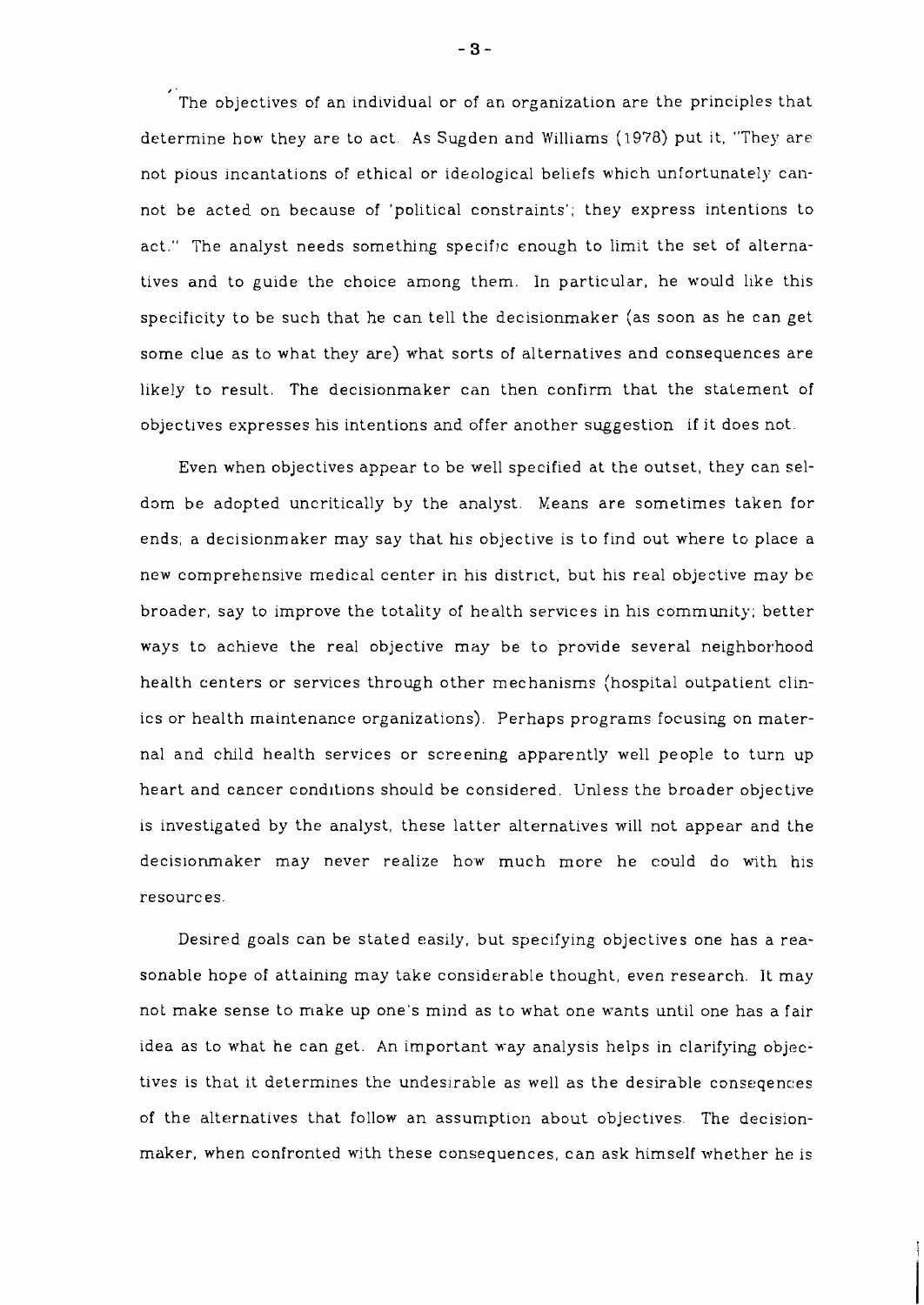The objectives of an individual or of an organization are the principles that determine how they are to act. As Sugden and Williams (1978) put it, "They are not pious incantations of ethical or ideological beliefs which unfortunately cannot be acted on because of 'political constraints'; they express intentions to act." The analyst needs something specific enough to limit the set of alternatives and to guide the choice among them. In particular, he would like this specificity to be such that he can tell the decisionmaker (as soon as he can get some clue as to what they are) what sorts of alternatives and consequences are likely to result. The decisionmaker can then confirm that the statement of objectives expresses his intentions and offer another suggestion if it does not.

Even when objectives appear to be well specified at the outset, they can seldom be adopted uncritically by the analyst. Means are sometimes taken for ends; a decisionmaker may say that his objective is to find out where to place a new comprehensive medical center in his district, but his real objective may be broader, say to improve the totality of health services in his community; better ways to achieve the real objective may be to provide several neighborhood health centers or services through other mechanisms (hospital outpatient clinics or health maintenance organizations). Perhaps programs focusing on maternal and child health services or screening apparently well people to turn up heart and cancer conditions should be considered. Unless the broader objective is investigated by the analyst, these latter alternatives will not appear and the decisionmaker may never realize how much more he could do with his resources.

Desired goals can be stated easily, but specifying objectives one has a reasonable hope of attaining may take considerable thought, even research. It may not make sense to make up one's mind as to what one wants until one has a fair idea as to what he can get. An important way analysis helps in clarifying objectives is that it determines the undesirable as well as the desirable conseqences of the alternatives that follow an assumption about objectives. The decisionmaker, when confronted with these consequences, can ask himself whether he is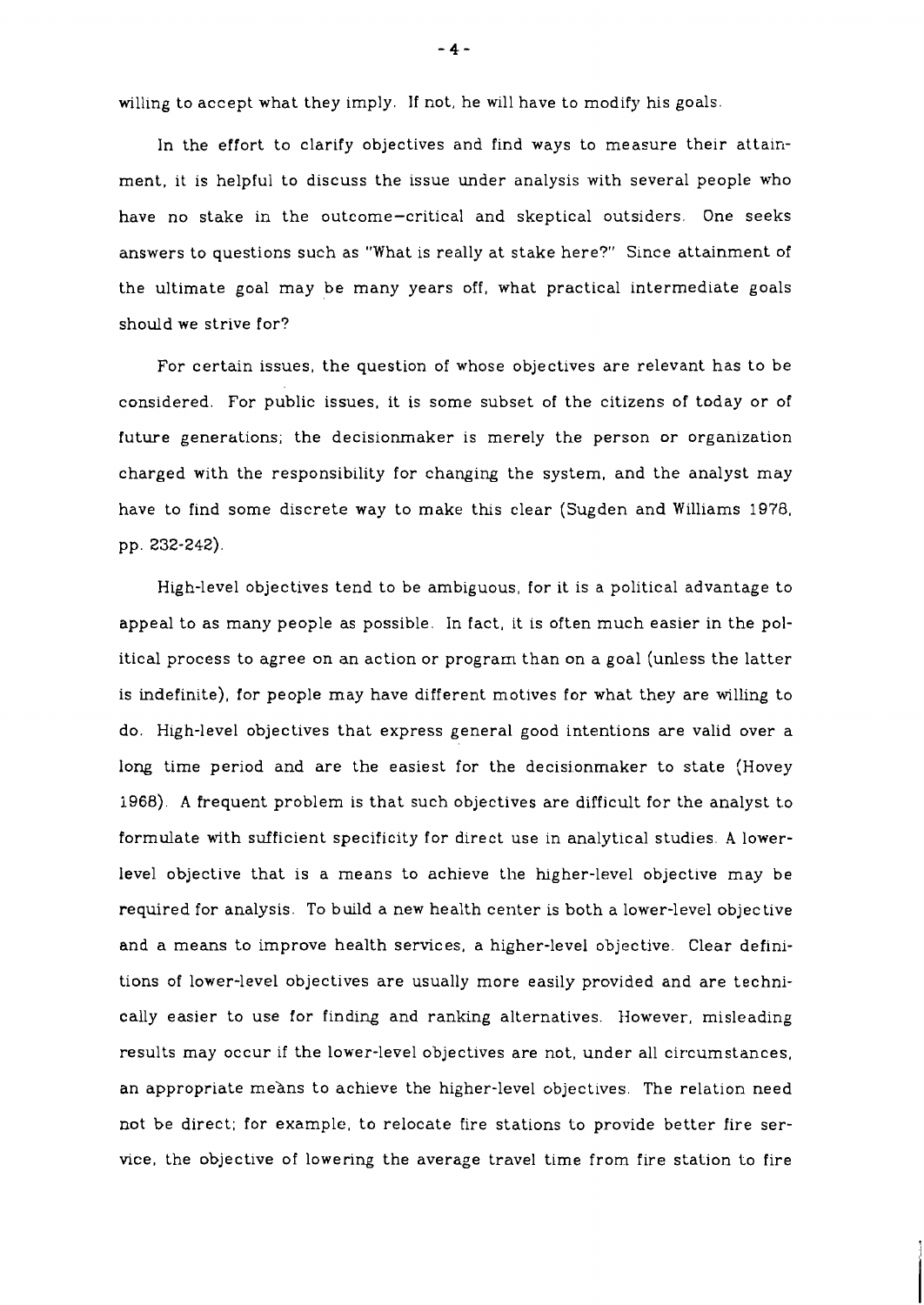willing to accept what they imply. If not, he will have to modify his goals.

In the effort to clarify objectives and find ways to measure their attainment, it is helpful to discuss the issue under analysis with several people who have no stake in the outcome—critical and skeptical outsiders. One seeks answers to questions such as "What is really at stake here?" Since attainment of the ultimate goal may be many years off, what practical intermediate goals should we strive for?

For certain issues, the question of whose objectives are relevant has to be considered. For public issues, it is some subset of the citizens of today or of future generations; the decisionmaker is merely the person or organization charged with the responsibility for changing the system, and the analyst may have to find some discrete way to make this clear (Sugden and Williams 1978, pp. 232-242).

High-level objectives tend to be ambiguous, for it is a political advantage to appeal to as many people as possible. In fact, it is often much easier in the political process to agree on an action or program than on a goal (unless the latter is indefinite), for people may have different motives for what they are willing to do. High-level objectives that express general good intentions are valid over a long time period and are the easiest for the decisionmaker to state (Hovey 1968). A frequent problem is that such objectives are difficult for the analyst to formulate with sufficient specificity for direct use in analytical studies. A lower-level objective that is a means to achieve the higher-level objective may be required for analysis. To build a new health center is both a lower-level objective and a means to improve health services, a higher-level objective. Clear definitions of lower-level objectives are usually more easily provided and are technically easier to use for finding and ranking alternatives. However, misleading results may occur if the lower-level objectives are not, under all circumstances, an appropriate means to achieve the higher-level objectives. The relation need not be direct; for example, to relocate fire stations to provide better fire service, the objective of lowering the average travel time from fire station to fire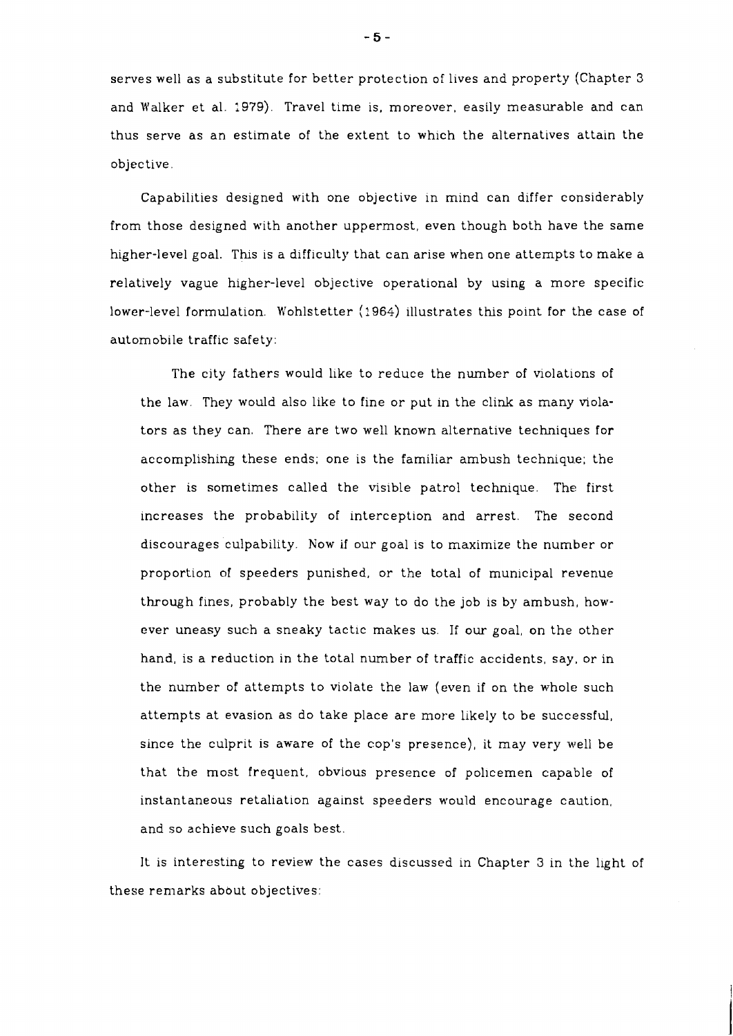serves well as a substitute for better protection of lives and property (Chapter 3 and Walker et al. 1979). Travel time is, moreover, easily measurable and can thus serve as an estimate of the extent to which the alternatives attain the objective.

Capabilities designed with one objective in mind can differ considerably from those designed with another uppermost, even though both have the same higher-level goal. This is a difficulty that can arise when one attempts to make a relatively vague higher-level objective operational by using a more specific lower-level formulation. Wohlstetter (1964) illustrates this point for the case of automobile traffic safety:

> The city fathers would like to reduce the number of violations of the law. They would also like to fine or put in the clink as many violators as they can. There are two well known alternative techniques for accomplishing these ends; one is the familiar ambush technique; the other is sometimes called the visible patrol technique. The first increases the probability of interception and arrest. The second discourages culpability. Now if our goal is to maximize the number or proportion of speeders punished, or the total of municipal revenue through fines, probably the best way to do the job is by ambush, however uneasy such a sneaky tactic makes us. If our goal, on the other hand, is a reduction in the total number of traffic accidents, say, or in the number of attempts to violate the law (even if on the whole such attempts at evasion as do take place are more likely to be successful, since the culprit is aware of the cop's presence), it may very well be that the most frequent, obvious presence of policemen capable of instantaneous retaliation against speeders would encourage caution, and so achieve such goals best.

It is interesting to review the cases discussed in Chapter 3 in the light of these remarks about objectives: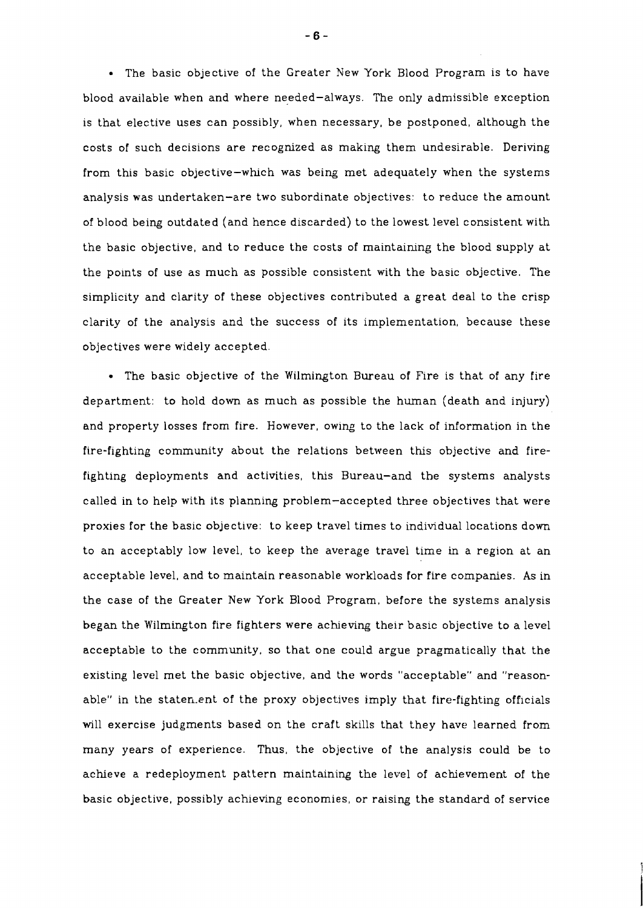- The basic objective of the Greater New York Blood Program is to have blood available when and where needed—always. The only admissible exception is that elective uses can possibly, when necessary, be postponed, although the costs of such decisions are recognized as making them undesirable. Deriving from this basic objective—which was being met adequately when the systems analysis was undertaken—are two subordinate objectives: to reduce the amount of blood being outdated (and hence discarded) to the lowest level consistent with the basic objective, and to reduce the costs of maintaining the blood supply at the points of use as much as possible consistent with the basic objective. The simplicity and clarity of these objectives contributed a great deal to the crisp clarity of the analysis and the success of its implementation, because these objectives were widely accepted.

- The basic objective of the Wilmington Bureau of Fire is that of any fire department: to hold down as much as possible the human (death and injury) and property losses from fire. However, owing to the lack of information in the fire-fighting community about the relations between this objective and fire-fighting deployments and activities, this Bureau—and the systems analysts called in to help with its planning problem—accepted three objectives that were proxies for the basic objective: to keep travel times to individual locations down to an acceptably low level, to keep the average travel time in a region at an acceptable level, and to maintain reasonable workloads for fire companies. As in the case of the Greater New York Blood Program, before the systems analysis began the Wilmington fire fighters were achieving their basic objective to a level acceptable to the community, so that one could argue pragmatically that the existing level met the basic objective, and the words "acceptable" and "reasonable" in the statement of the proxy objectives imply that fire-fighting officials will exercise judgments based on the craft skills that they have learned from many years of experience. Thus, the objective of the analysis could be to achieve a redeployment pattern maintaining the level of achievement of the basic objective, possibly achieving economies, or raising the standard of service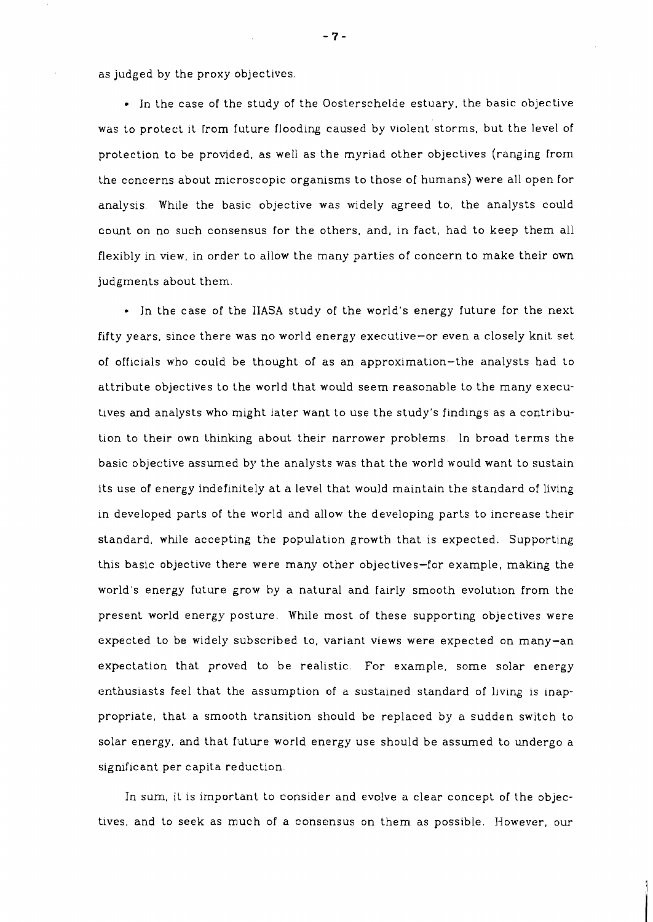as judged by the proxy objectives.

- In the case of the study of the Oosterschelde estuary, the basic objective was to protect it from future flooding caused by violent storms, but the level of protection to be provided, as well as the myriad other objectives (ranging from the concerns about microscopic organisms to those of humans) were all open for analysis. While the basic objective was widely agreed to, the analysts could count on no such consensus for the others, and, in fact, had to keep them all flexibly in view, in order to allow the many parties of concern to make their own judgments about them.

- In the case of the IIASA study of the world's energy future for the next fifty years, since there was no world energy executive—or even a closely knit set of officials who could be thought of as an approximation—the analysts had to attribute objectives to the world that would seem reasonable to the many executives and analysts who might later want to use the study's findings as a contribution to their own thinking about their narrower problems. In broad terms the basic objective assumed by the analysts was that the world would want to sustain its use of energy indefinitely at a level that would maintain the standard of living in developed parts of the world and allow the developing parts to increase their standard, while accepting the population growth that is expected. Supporting this basic objective there were many other objectives—for example, making the world's energy future grow by a natural and fairly smooth evolution from the present world energy posture. While most of these supporting objectives were expected to be widely subscribed to, variant views were expected on many—an expectation that proved to be realistic. For example, some solar energy enthusiasts feel that the assumption of a sustained standard of living is inappropriate, that a smooth transition should be replaced by a sudden switch to solar energy, and that future world energy use should be assumed to undergo a significant per capita reduction.

In sum, it is important to consider and evolve a clear concept of the objectives, and to seek as much of a consensus on them as possible. However, our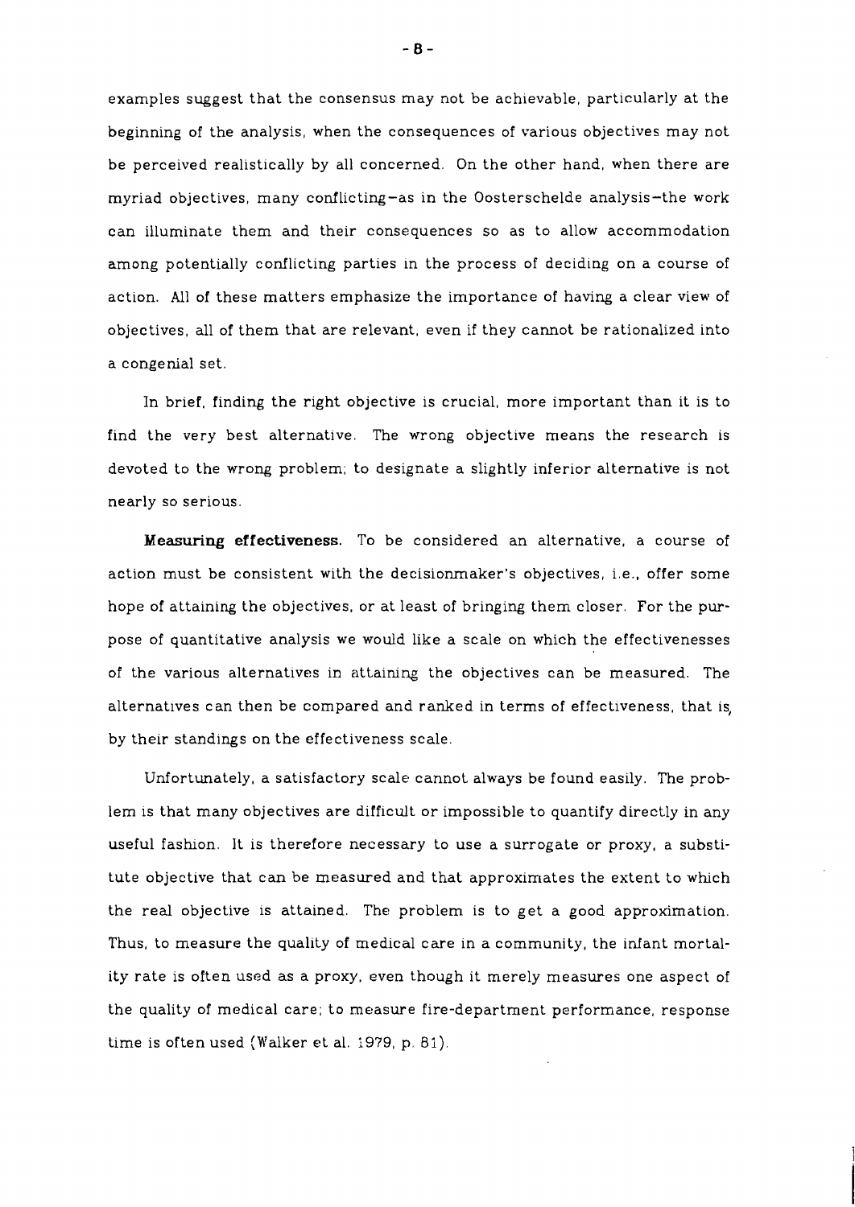examples suggest that the consensus may not be achievable, particularly at the beginning of the analysis, when the consequences of various objectives may not be perceived realistically by all concerned. On the other hand, when there are myriad objectives, many conflicting–as in the Oosterschelde analysis–the work can illuminate them and their consequences so as to allow accommodation among potentially conflicting parties in the process of deciding on a course of action. All of these matters emphasize the importance of having a clear view of objectives, all of them that are relevant, even if they cannot be rationalized into a congenial set.

In brief, finding the right objective is crucial, more important than it is to find the very best alternative. The wrong objective means the research is devoted to the wrong problem; to designate a slightly inferior alternative is not nearly so serious.

**Measuring effectiveness.** To be considered an alternative, a course of action must be consistent with the decisionmaker's objectives, i.e., offer some hope of attaining the objectives, or at least of bringing them closer. For the purpose of quantitative analysis we would like a scale on which the effectivenesses of the various alternatives in attaining the objectives can be measured. The alternatives can then be compared and ranked in terms of effectiveness, that is, by their standings on the effectiveness scale.

Unfortunately, a satisfactory scale cannot always be found easily. The problem is that many objectives are difficult or impossible to quantify directly in any useful fashion. It is therefore necessary to use a surrogate or proxy, a substitute objective that can be measured and that approximates the extent to which the real objective is attained. The problem is to get a good approximation. Thus, to measure the quality of medical care in a community, the infant mortality rate is often used as a proxy, even though it merely measures one aspect of the quality of medical care; to measure fire-department performance, response time is often used (Walker et al. 1979, p. 81).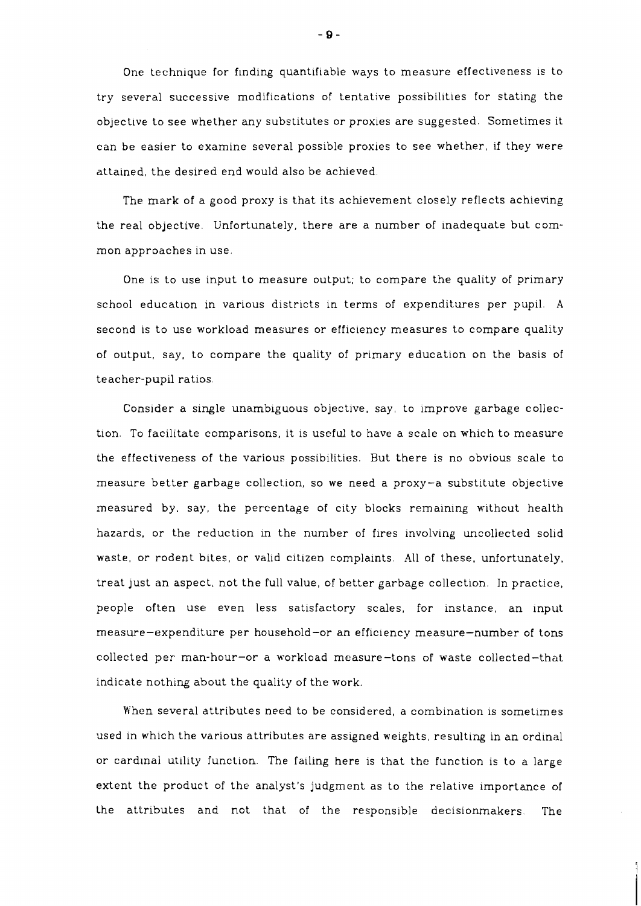One technique for finding quantifiable ways to measure effectiveness is to try several successive modifications of tentative possibilities for stating the objective to see whether any substitutes or proxies are suggested. Sometimes it can be easier to examine several possible proxies to see whether, if they were attained, the desired end would also be achieved.

The mark of a good proxy is that its achievement closely reflects achieving the real objective. Unfortunately, there are a number of inadequate but common approaches in use.

One is to use input to measure output; to compare the quality of primary school education in various districts in terms of expenditures per pupil. A second is to use workload measures or efficiency measures to compare quality of output, say, to compare the quality of primary education on the basis of teacher-pupil ratios.

Consider a single unambiguous objective, say, to improve garbage collection. To facilitate comparisons, it is useful to have a scale on which to measure the effectiveness of the various possibilities. But there is no obvious scale to measure better garbage collection, so we need a proxy–a substitute objective measured by, say, the percentage of city blocks remaining without health hazards, or the reduction in the number of fires involving uncollected solid waste, or rodent bites, or valid citizen complaints. All of these, unfortunately, treat just an aspect, not the full value, of better garbage collection. In practice, people often use even less satisfactory scales, for instance, an input measure–expenditure per household–or an efficiency measure–number of tons collected per man-hour–or a workload measure–tons of waste collected–that indicate nothing about the quality of the work.

When several attributes need to be considered, a combination is sometimes used in which the various attributes are assigned weights, resulting in an ordinal or cardinal utility function. The failing here is that the function is to a large extent the product of the analyst's judgment as to the relative importance of the attributes and not that of the responsible decisionmakers. The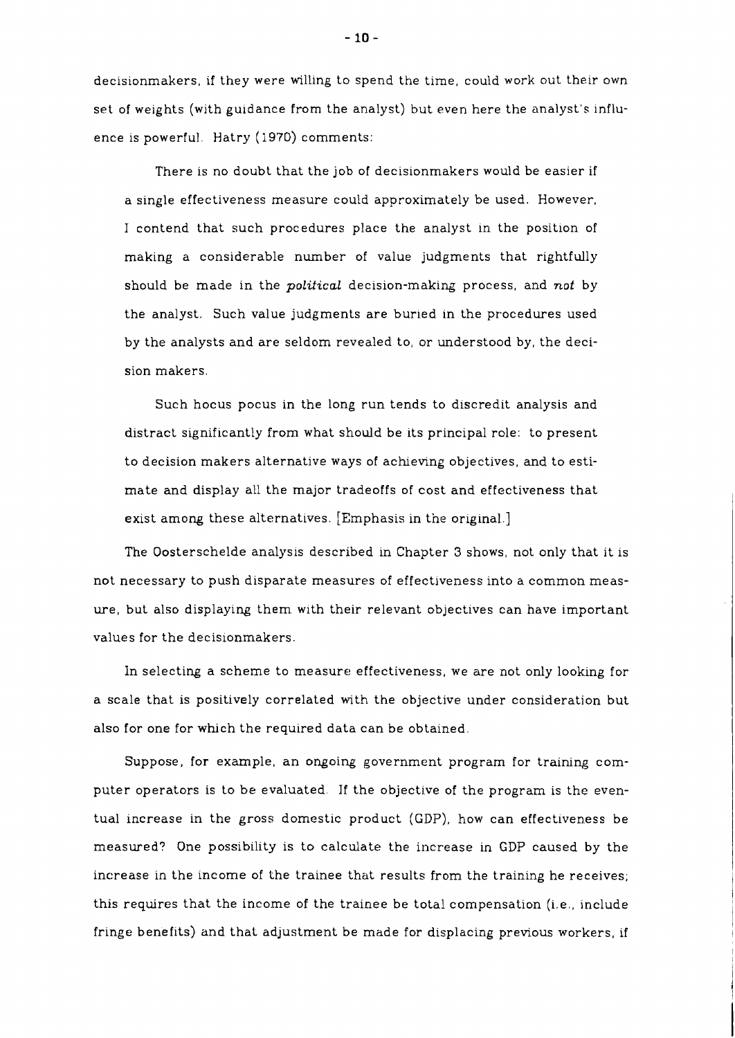decisionmakers, if they were willing to spend the time, could work out their own set of weights (with guidance from the analyst) but even here the analyst's influence is powerful. Hatry (1970) comments:

> There is no doubt that the job of decisionmakers would be easier if a single effectiveness measure could approximately be used. However, I contend that such procedures place the analyst in the position of making a considerable number of value judgments that rightfully should be made in the *political* decision-making process, and *not* by the analyst. Such value judgments are buried in the procedures used by the analysts and are seldom revealed to, or understood by, the decision makers.
>
> Such hocus pocus in the long run tends to discredit analysis and distract significantly from what should be its principal role: to present to decision makers alternative ways of achieving objectives, and to estimate and display all the major tradeoffs of cost and effectiveness that exist among these alternatives. [Emphasis in the original.]

The Oosterschelde analysis described in Chapter 3 shows, not only that it is not necessary to push disparate measures of effectiveness into a common measure, but also displaying them with their relevant objectives can have important values for the decisionmakers.

In selecting a scheme to measure effectiveness, we are not only looking for a scale that is positively correlated with the objective under consideration but also for one for which the required data can be obtained.

Suppose, for example, an ongoing government program for training computer operators is to be evaluated. If the objective of the program is the eventual increase in the gross domestic product (GDP), how can effectiveness be measured? One possibility is to calculate the increase in GDP caused by the increase in the income of the trainee that results from the training he receives; this requires that the income of the trainee be total compensation (i.e., include fringe benefits) and that adjustment be made for displacing previous workers, if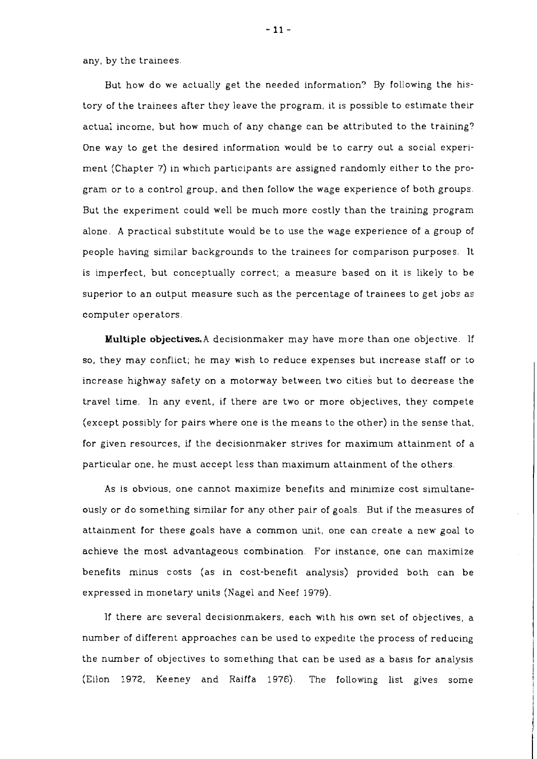any, by the trainees.

But how do we actually get the needed information? By following the history of the trainees after they leave the program, it is possible to estimate their actual income, but how much of any change can be attributed to the training? One way to get the desired information would be to carry out a social experiment (Chapter 7) in which participants are assigned randomly either to the program or to a control group, and then follow the wage experience of both groups. But the experiment could well be much more costly than the training program alone. A practical substitute would be to use the wage experience of a group of people having similar backgrounds to the trainees for comparison purposes. It is imperfect, but conceptually correct; a measure based on it is likely to be superior to an output measure such as the percentage of trainees to get jobs as computer operators.

**Multiple objectives.** A decisionmaker may have more than one objective. If so, they may conflict; he may wish to reduce expenses but increase staff or to increase highway safety on a motorway between two cities but to decrease the travel time. In any event, if there are two or more objectives, they compete (except possibly for pairs where one is the means to the other) in the sense that, for given resources, if the decisionmaker strives for maximum attainment of a particular one, he must accept less than maximum attainment of the others.

As is obvious, one cannot maximize benefits and minimize cost simultaneously or do something similar for any other pair of goals. But if the measures of attainment for these goals have a common unit, one can create a new goal to achieve the most advantageous combination. For instance, one can maximize benefits minus costs (as in cost-benefit analysis) provided both can be expressed in monetary units (Nagel and Neef 1979).

If there are several decisionmakers, each with his own set of objectives, a number of different approaches can be used to expedite the process of reducing the number of objectives to something that can be used as a basis for analysis (Eilon 1972, Keeney and Raiffa 1976). The following list gives some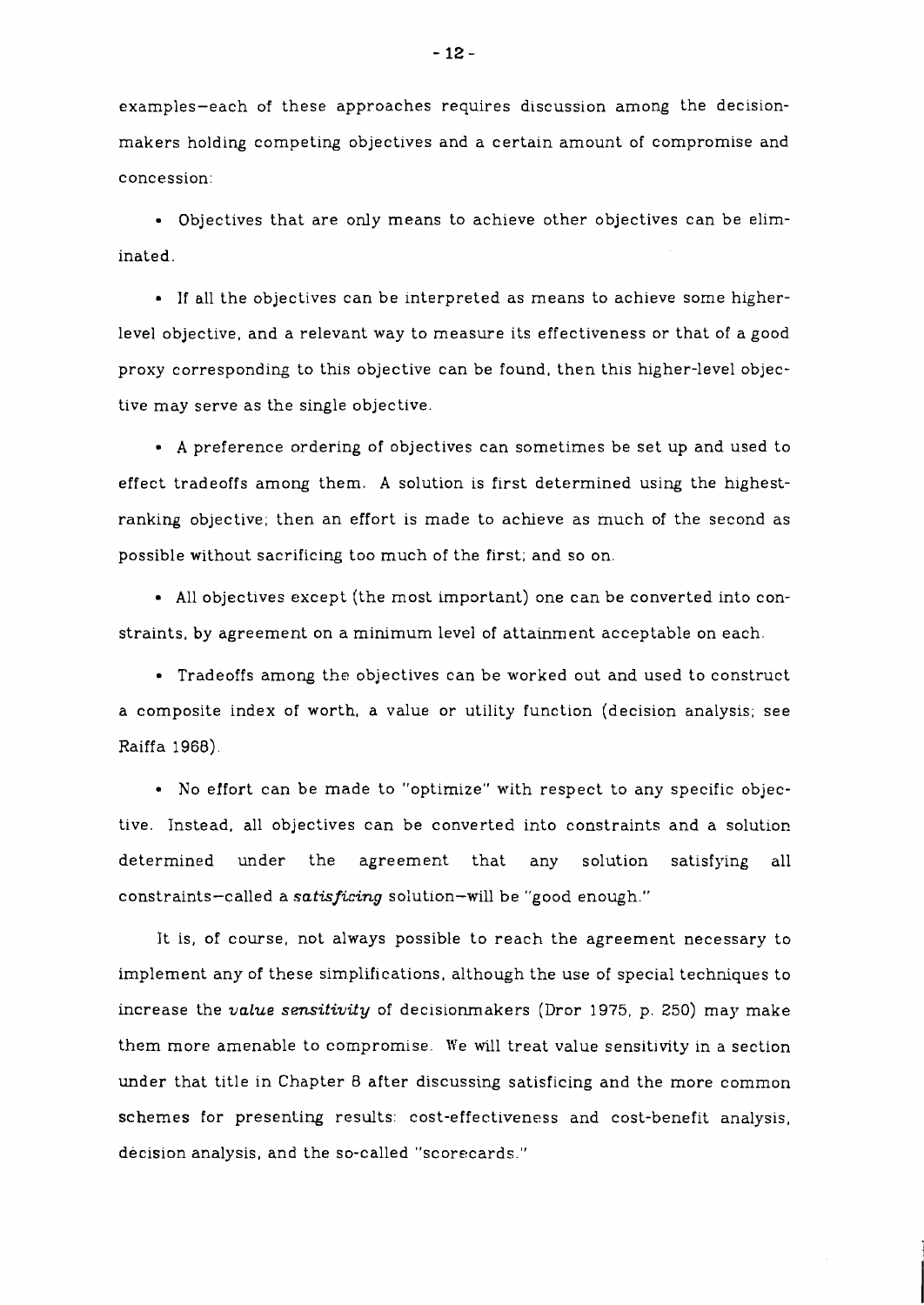examples—each of these approaches requires discussion among the decisionmakers holding competing objectives and a certain amount of compromise and concession:

- Objectives that are only means to achieve other objectives can be eliminated.

- If all the objectives can be interpreted as means to achieve some higher-level objective, and a relevant way to measure its effectiveness or that of a good proxy corresponding to this objective can be found, then this higher-level objective may serve as the single objective.

- A preference ordering of objectives can sometimes be set up and used to effect tradeoffs among them. A solution is first determined using the highest-ranking objective; then an effort is made to achieve as much of the second as possible without sacrificing too much of the first; and so on.

- All objectives except (the most important) one can be converted into constraints, by agreement on a minimum level of attainment acceptable on each.

- Tradeoffs among the objectives can be worked out and used to construct a composite index of worth, a value or utility function (decision analysis; see Raiffa 1968).

- No effort can be made to "optimize" with respect to any specific objective. Instead, all objectives can be converted into constraints and a solution determined under the agreement that any solution satisfying all constraints—called a *satisficing* solution—will be "good enough."

It is, of course, not always possible to reach the agreement necessary to implement any of these simplifications, although the use of special techniques to increase the *value sensitivity* of decisionmakers (Dror 1975, p. 250) may make them more amenable to compromise. We will treat value sensitivity in a section under that title in Chapter 8 after discussing satisficing and the more common schemes for presenting results: cost-effectiveness and cost-benefit analysis, decision analysis, and the so-called "scorecards."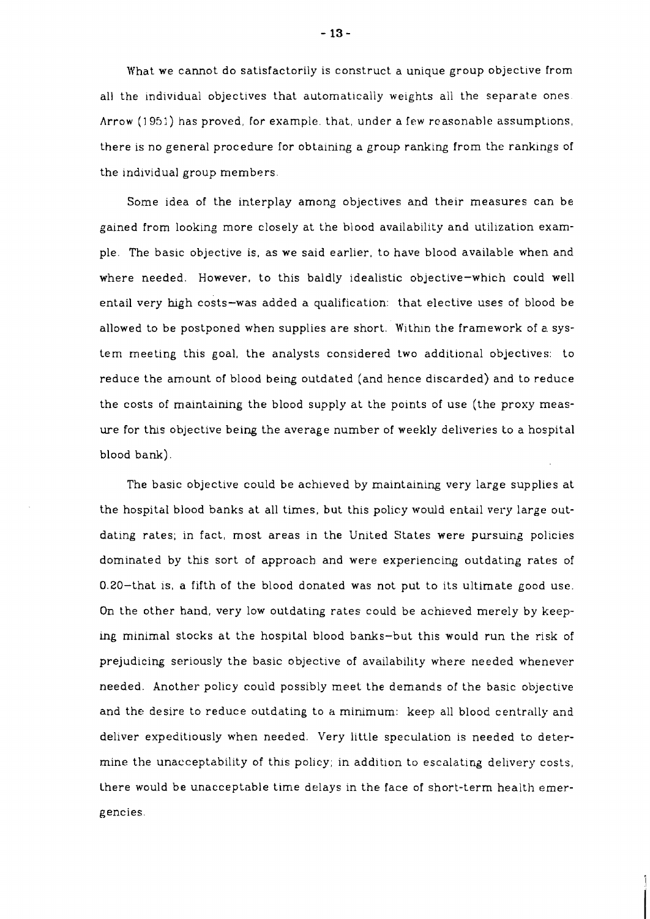What we cannot do satisfactorily is construct a unique group objective from all the individual objectives that automatically weights all the separate ones. Arrow (1951) has proved, for example, that, under a few reasonable assumptions, there is no general procedure for obtaining a group ranking from the rankings of the individual group members.

Some idea of the interplay among objectives and their measures can be gained from looking more closely at the blood availability and utilization example. The basic objective is, as we said earlier, to have blood available when and where needed. However, to this baldly idealistic objective—which could well entail very high costs—was added a qualification: that elective uses of blood be allowed to be postponed when supplies are short. Within the framework of a system meeting this goal, the analysts considered two additional objectives: to reduce the amount of blood being outdated (and hence discarded) and to reduce the costs of maintaining the blood supply at the points of use (the proxy measure for this objective being the average number of weekly deliveries to a hospital blood bank).

The basic objective could be achieved by maintaining very large supplies at the hospital blood banks at all times, but this policy would entail very large outdating rates; in fact, most areas in the United States were pursuing policies dominated by this sort of approach and were experiencing outdating rates of 0.20—that is, a fifth of the blood donated was not put to its ultimate good use. On the other hand, very low outdating rates could be achieved merely by keeping minimal stocks at the hospital blood banks—but this would run the risk of prejudicing seriously the basic objective of availability where needed whenever needed. Another policy could possibly meet the demands of the basic objective and the desire to reduce outdating to a minimum: keep all blood centrally and deliver expeditiously when needed. Very little speculation is needed to determine the unacceptability of this policy; in addition to escalating delivery costs, there would be unacceptable time delays in the face of short-term health emergencies.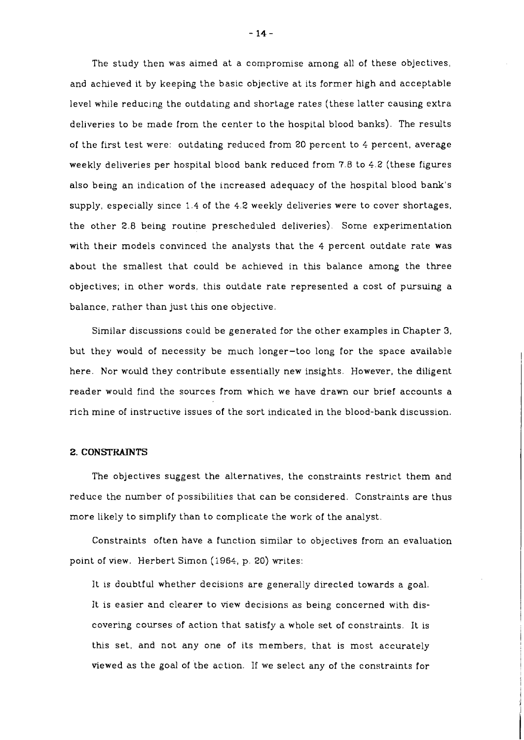The study then was aimed at a compromise among all of these objectives, and achieved it by keeping the basic objective at its former high and acceptable level while reducing the outdating and shortage rates (these latter causing extra deliveries to be made from the center to the hospital blood banks). The results of the first test were: outdating reduced from 20 percent to 4 percent, average weekly deliveries per hospital blood bank reduced from 7.8 to 4.2 (these figures also being an indication of the increased adequacy of the hospital blood bank's supply, especially since 1.4 of the 4.2 weekly deliveries were to cover shortages, the other 2.8 being routine prescheduled deliveries). Some experimentation with their models convinced the analysts that the 4 percent outdate rate was about the smallest that could be achieved in this balance among the three objectives; in other words, this outdate rate represented a cost of pursuing a balance, rather than just this one objective.

Similar discussions could be generated for the other examples in Chapter 3, but they would of necessity be much longer—too long for the space available here. Nor would they contribute essentially new insights. However, the diligent reader would find the sources from which we have drawn our brief accounts a rich mine of instructive issues of the sort indicated in the blood-bank discussion.

## 2. CONSTRAINTS

The objectives suggest the alternatives, the constraints restrict them and reduce the number of possibilities that can be considered. Constraints are thus more likely to simplify than to complicate the work of the analyst.

Constraints often have a function similar to objectives from an evaluation point of view. Herbert Simon (1964, p. 20) writes:

> It is doubtful whether decisions are generally directed towards a goal. It is easier and clearer to view decisions as being concerned with discovering courses of action that satisfy a whole set of constraints. It is this set, and not any one of its members, that is most accurately viewed as the goal of the action. If we select any of the constraints for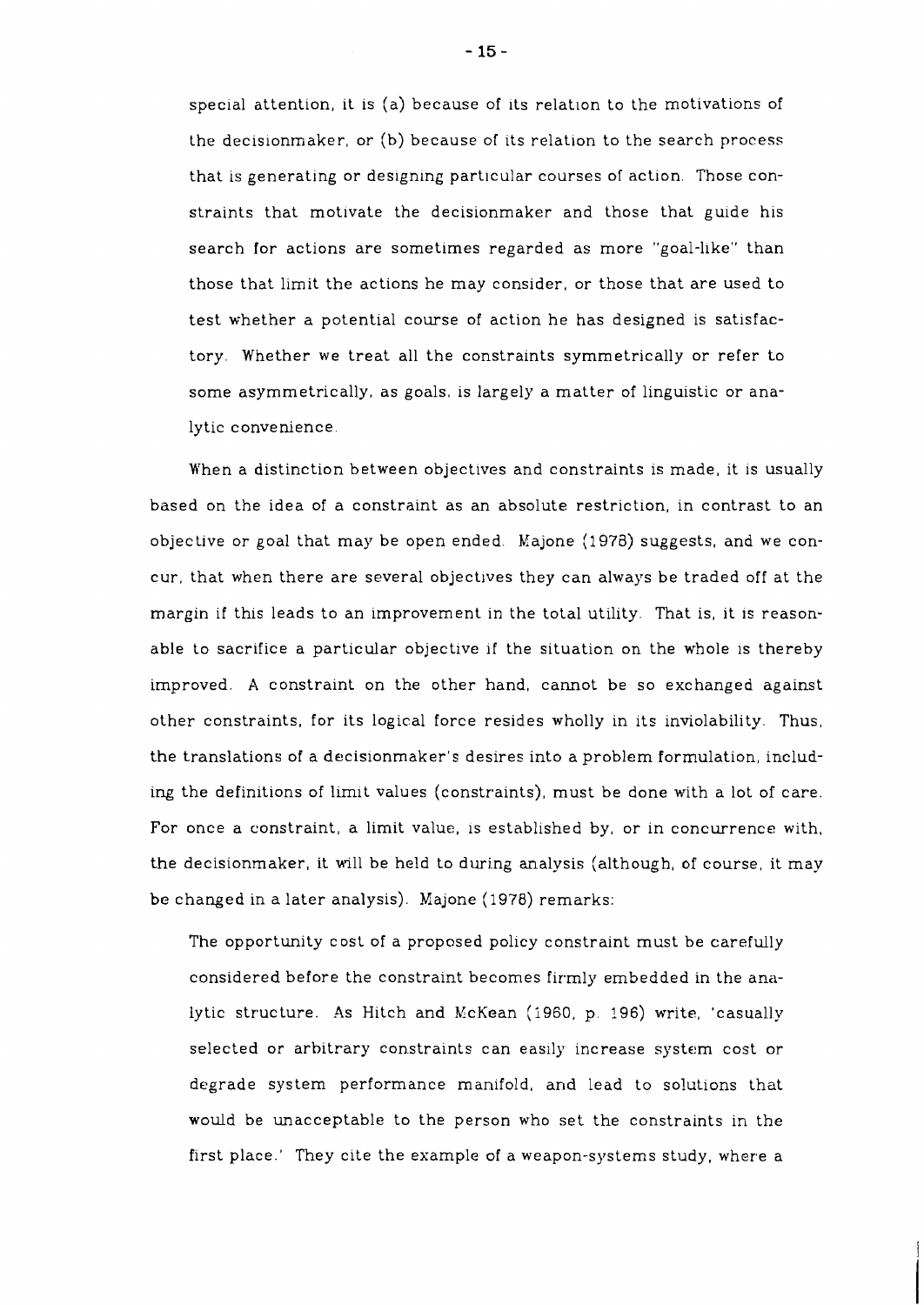special attention, it is (a) because of its relation to the motivations of the decisionmaker, or (b) because of its relation to the search process that is generating or designing particular courses of action. Those constraints that motivate the decisionmaker and those that guide his search for actions are sometimes regarded as more "goal-like" than those that limit the actions he may consider, or those that are used to test whether a potential course of action he has designed is satisfactory. Whether we treat all the constraints symmetrically or refer to some asymmetrically, as goals, is largely a matter of linguistic or analytic convenience.

When a distinction between objectives and constraints is made, it is usually based on the idea of a constraint as an absolute restriction, in contrast to an objective or goal that may be open ended. Majone (1978) suggests, and we concur, that when there are several objectives they can always be traded off at the margin if this leads to an improvement in the total utility. That is, it is reasonable to sacrifice a particular objective if the situation on the whole is thereby improved. A constraint on the other hand, cannot be so exchanged against other constraints, for its logical force resides wholly in its inviolability. Thus, the translations of a decisionmaker's desires into a problem formulation, including the definitions of limit values (constraints), must be done with a lot of care. For once a constraint, a limit value, is established by, or in concurrence with, the decisionmaker, it will be held to during analysis (although, of course, it may be changed in a later analysis). Majone (1978) remarks:

> The opportunity cost of a proposed policy constraint must be carefully considered before the constraint becomes firmly embedded in the analytic structure. As Hitch and McKean (1960, p. 196) write, 'casually selected or arbitrary constraints can easily increase system cost or degrade system performance manifold, and lead to solutions that would be unacceptable to the person who set the constraints in the first place.' They cite the example of a weapon-systems study, where a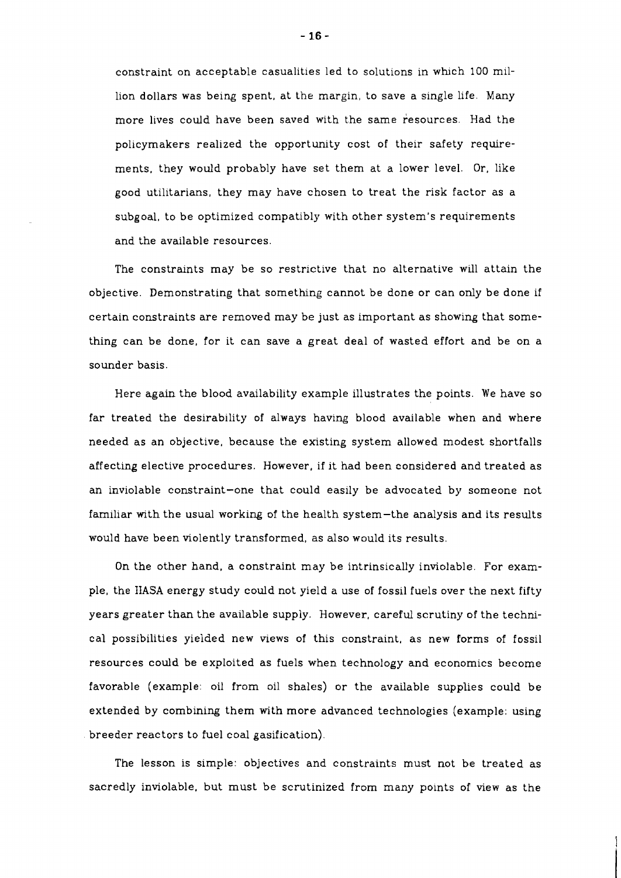constraint on acceptable casualities led to solutions in which 100 million dollars was being spent, at the margin, to save a single life. Many more lives could have been saved with the same resources. Had the policymakers realized the opportunity cost of their safety requirements, they would probably have set them at a lower level. Or, like good utilitarians, they may have chosen to treat the risk factor as a subgoal, to be optimized compatibly with other system's requirements and the available resources.

The constraints may be so restrictive that no alternative will attain the objective. Demonstrating that something cannot be done or can only be done if certain constraints are removed may be just as important as showing that something can be done, for it can save a great deal of wasted effort and be on a sounder basis.

Here again the blood availability example illustrates the points. We have so far treated the desirability of always having blood available when and where needed as an objective, because the existing system allowed modest shortfalls affecting elective procedures. However, if it had been considered and treated as an inviolable constraint—one that could easily be advocated by someone not familiar with the usual working of the health system—the analysis and its results would have been violently transformed, as also would its results.

On the other hand, a constraint may be intrinsically inviolable. For example, the IIASA energy study could not yield a use of fossil fuels over the next fifty years greater than the available supply. However, careful scrutiny of the technical possibilities yielded new views of this constraint, as new forms of fossil resources could be exploited as fuels when technology and economics become favorable (example: oil from oil shales) or the available supplies could be extended by combining them with more advanced technologies (example: using breeder reactors to fuel coal gasification).

The lesson is simple: objectives and constraints must not be treated as sacredly inviolable, but must be scrutinized from many points of view as the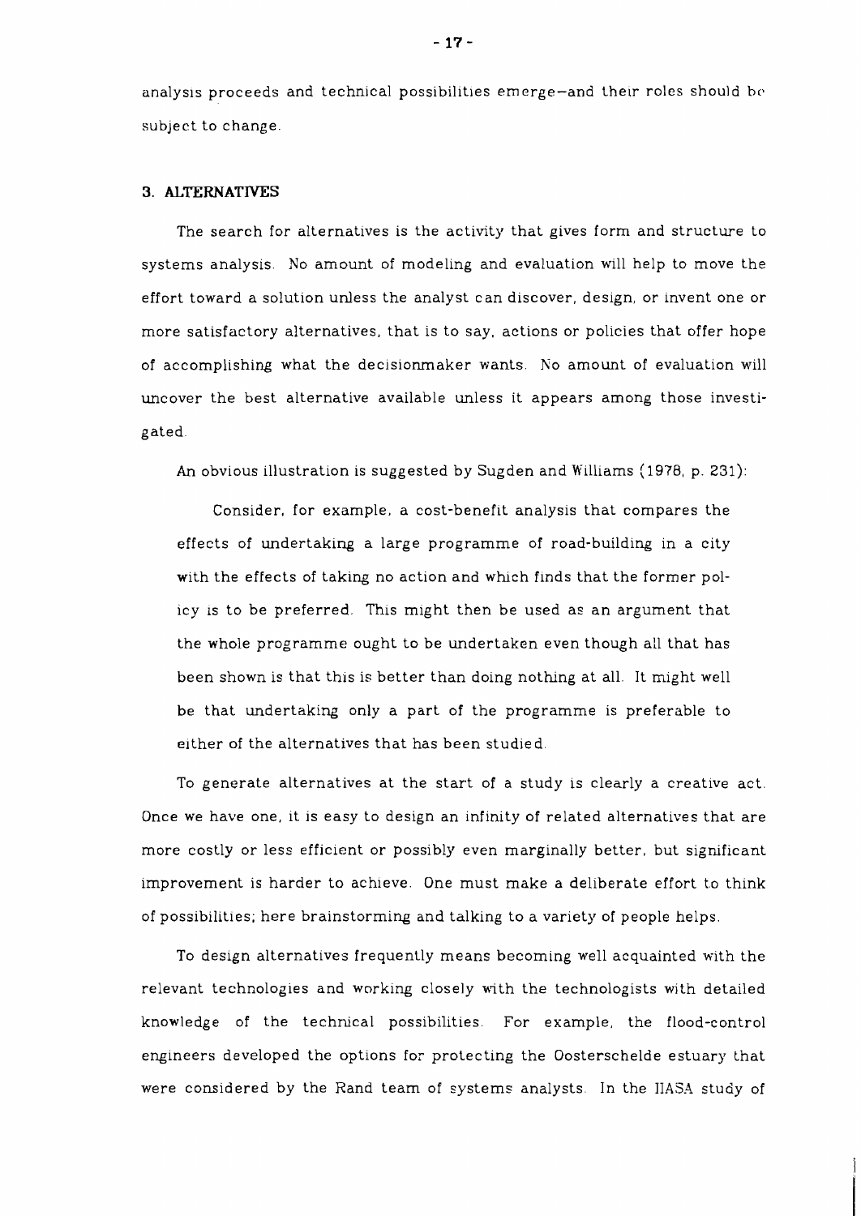analysis proceeds and technical possibilities emerge—and their roles should be subject to change.

### 3. ALTERNATIVES

The search for alternatives is the activity that gives form and structure to systems analysis. No amount of modeling and evaluation will help to move the effort toward a solution unless the analyst can discover, design, or invent one or more satisfactory alternatives, that is to say, actions or policies that offer hope of accomplishing what the decisionmaker wants. No amount of evaluation will uncover the best alternative available unless it appears among those investigated.

An obvious illustration is suggested by Sugden and Williams (1978, p. 231):

> Consider, for example, a cost-benefit analysis that compares the effects of undertaking a large programme of road-building in a city with the effects of taking no action and which finds that the former policy is to be preferred. This might then be used as an argument that the whole programme ought to be undertaken even though all that has been shown is that this is better than doing nothing at all. It might well be that undertaking only a part of the programme is preferable to either of the alternatives that has been studied.

To generate alternatives at the start of a study is clearly a creative act. Once we have one, it is easy to design an infinity of related alternatives that are more costly or less efficient or possibly even marginally better, but significant improvement is harder to achieve. One must make a deliberate effort to think of possibilities; here brainstorming and talking to a variety of people helps.

To design alternatives frequently means becoming well acquainted with the relevant technologies and working closely with the technologists with detailed knowledge of the technical possibilities. For example, the flood-control engineers developed the options for protecting the Oosterschelde estuary that were considered by the Rand team of systems analysts. In the IIASA study of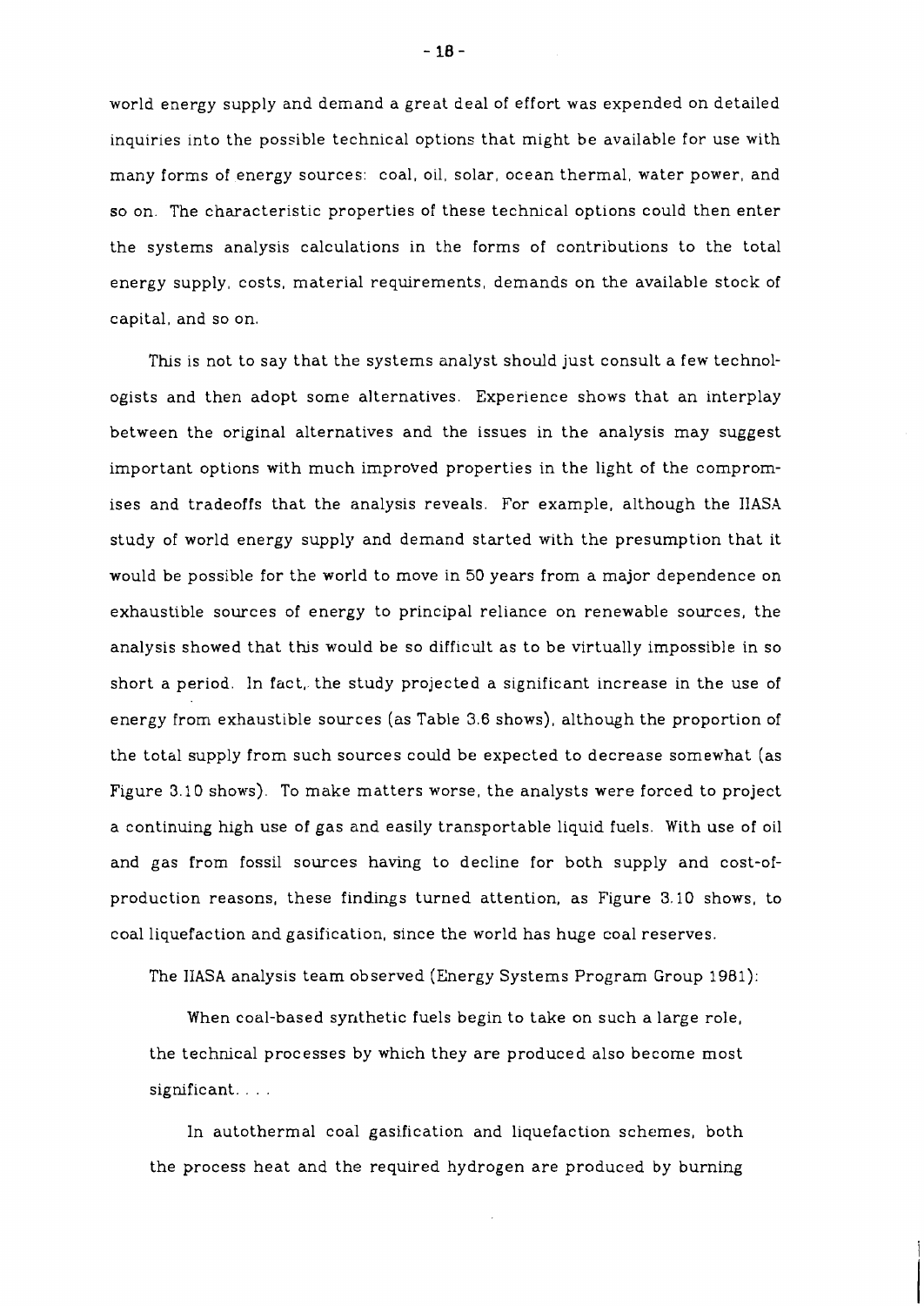world energy supply and demand a great deal of effort was expended on detailed inquiries into the possible technical options that might be available for use with many forms of energy sources: coal, oil, solar, ocean thermal, water power, and so on. The characteristic properties of these technical options could then enter the systems analysis calculations in the forms of contributions to the total energy supply, costs, material requirements, demands on the available stock of capital, and so on.

This is not to say that the systems analyst should just consult a few technologists and then adopt some alternatives. Experience shows that an interplay between the original alternatives and the issues in the analysis may suggest important options with much improved properties in the light of the compromises and tradeoffs that the analysis reveals. For example, although the IIASA study of world energy supply and demand started with the presumption that it would be possible for the world to move in 50 years from a major dependence on exhaustible sources of energy to principal reliance on renewable sources, the analysis showed that this would be so difficult as to be virtually impossible in so short a period. In fact, the study projected a significant increase in the use of energy from exhaustible sources (as Table 3.6 shows), although the proportion of the total supply from such sources could be expected to decrease somewhat (as Figure 3.10 shows). To make matters worse, the analysts were forced to project a continuing high use of gas and easily transportable liquid fuels. With use of oil and gas from fossil sources having to decline for both supply and cost-of-production reasons, these findings turned attention, as Figure 3.10 shows, to coal liquefaction and gasification, since the world has huge coal reserves.

The IIASA analysis team observed (Energy Systems Program Group 1981):

> When coal-based synthetic fuels begin to take on such a large role, the technical processes by which they are produced also become most significant. . . .
>
> In autothermal coal gasification and liquefaction schemes, both the process heat and the required hydrogen are produced by burning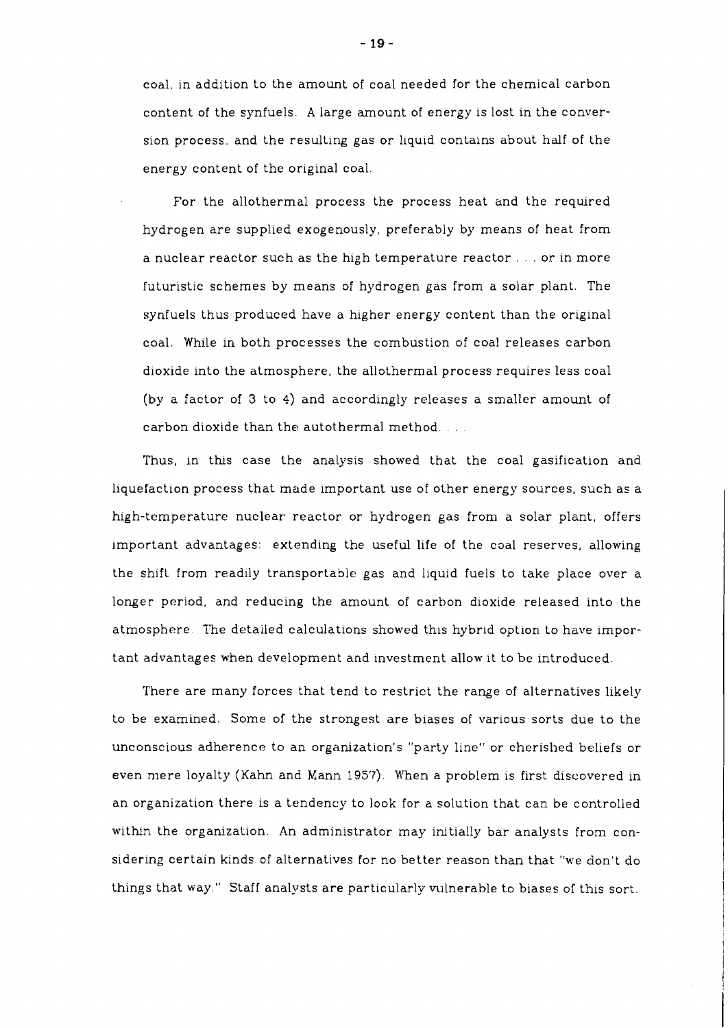coal, in addition to the amount of coal needed for the chemical carbon content of the synfuels. A large amount of energy is lost in the conversion process, and the resulting gas or liquid contains about half of the energy content of the original coal.

> For the allothermal process the process heat and the required hydrogen are supplied exogenously, preferably by means of heat from a nuclear reactor such as the high temperature reactor . . . or in more futuristic schemes by means of hydrogen gas from a solar plant. The synfuels thus produced have a higher energy content than the original coal. While in both processes the combustion of coal releases carbon dioxide into the atmosphere, the allothermal process requires less coal (by a factor of 3 to 4) and accordingly releases a smaller amount of carbon dioxide than the autothermal method. . . .

Thus, in this case the analysis showed that the coal gasification and liquefaction process that made important use of other energy sources, such as a high-temperature nuclear reactor or hydrogen gas from a solar plant, offers important advantages: extending the useful life of the coal reserves, allowing the shift from readily transportable gas and liquid fuels to take place over a longer period, and reducing the amount of carbon dioxide released into the atmosphere. The detailed calculations showed this hybrid option to have important advantages when development and investment allow it to be introduced.

There are many forces that tend to restrict the range of alternatives likely to be examined. Some of the strongest are biases of various sorts due to the unconscious adherence to an organization's "party line" or cherished beliefs or even mere loyalty (Kahn and Mann 1957). When a problem is first discovered in an organization there is a tendency to look for a solution that can be controlled within the organization. An administrator may initially bar analysts from considering certain kinds of alternatives for no better reason than that "we don't do things that way." Staff analysts are particularly vulnerable to biases of this sort.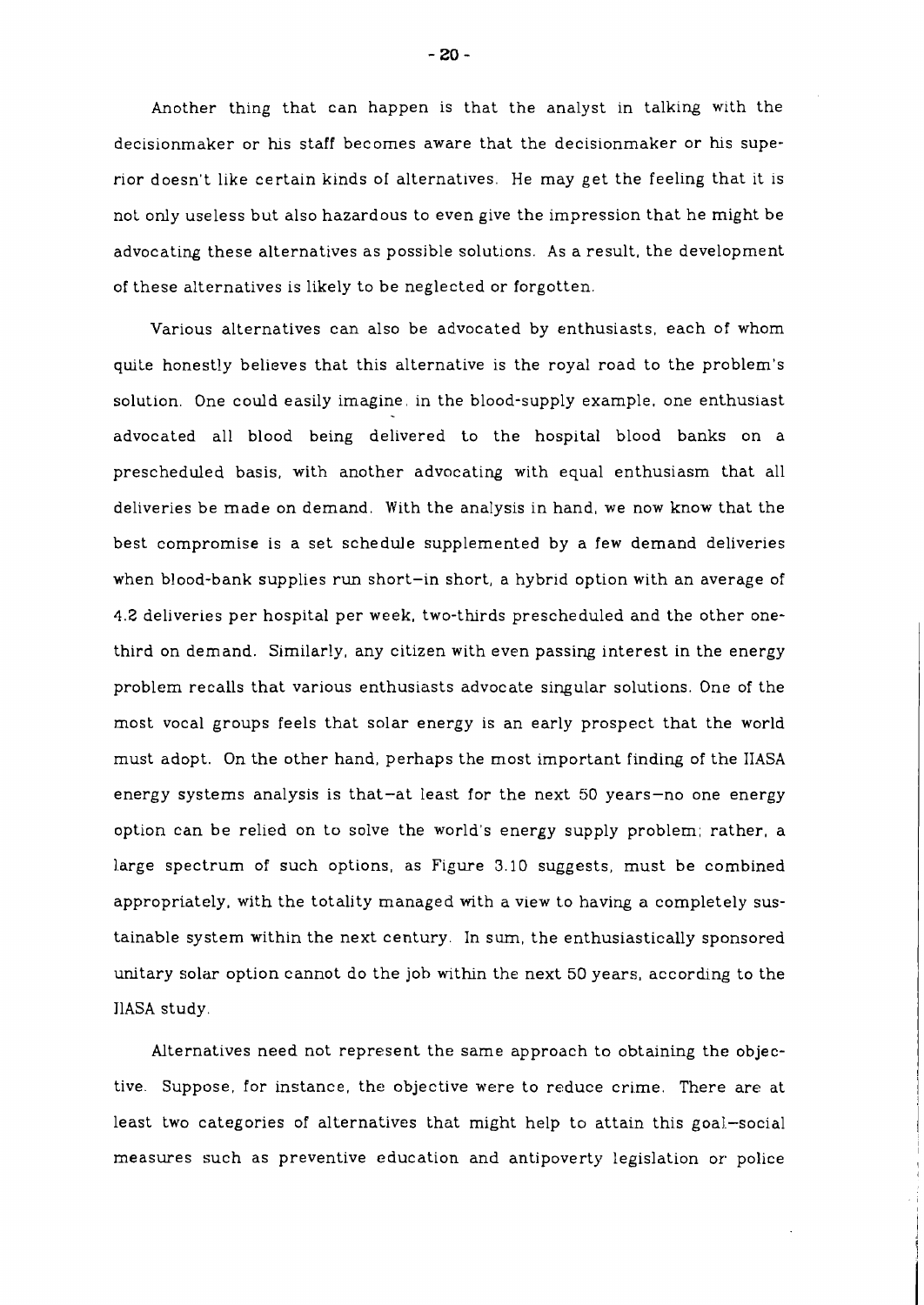Another thing that can happen is that the analyst in talking with the decisionmaker or his staff becomes aware that the decisionmaker or his superior doesn't like certain kinds of alternatives. He may get the feeling that it is not only useless but also hazardous to even give the impression that he might be advocating these alternatives as possible solutions. As a result, the development of these alternatives is likely to be neglected or forgotten.

Various alternatives can also be advocated by enthusiasts, each of whom quite honestly believes that this alternative is the royal road to the problem's solution. One could easily imagine, in the blood-supply example, one enthusiast advocated all blood being delivered to the hospital blood banks on a prescheduled basis, with another advocating with equal enthusiasm that all deliveries be made on demand. With the analysis in hand, we now know that the best compromise is a set schedule supplemented by a few demand deliveries when blood-bank supplies run short–in short, a hybrid option with an average of 4.2 deliveries per hospital per week, two-thirds prescheduled and the other one-third on demand. Similarly, any citizen with even passing interest in the energy problem recalls that various enthusiasts advocate singular solutions. One of the most vocal groups feels that solar energy is an early prospect that the world must adopt. On the other hand, perhaps the most important finding of the IIASA energy systems analysis is that–at least for the next 50 years–no one energy option can be relied on to solve the world's energy supply problem; rather, a large spectrum of such options, as Figure 3.10 suggests, must be combined appropriately, with the totality managed with a view to having a completely sustainable system within the next century. In sum, the enthusiastically sponsored unitary solar option cannot do the job within the next 50 years, according to the IIASA study.

Alternatives need not represent the same approach to obtaining the objective. Suppose, for instance, the objective were to reduce crime. There are at least two categories of alternatives that might help to attain this goal–social measures such as preventive education and antipoverty legislation or police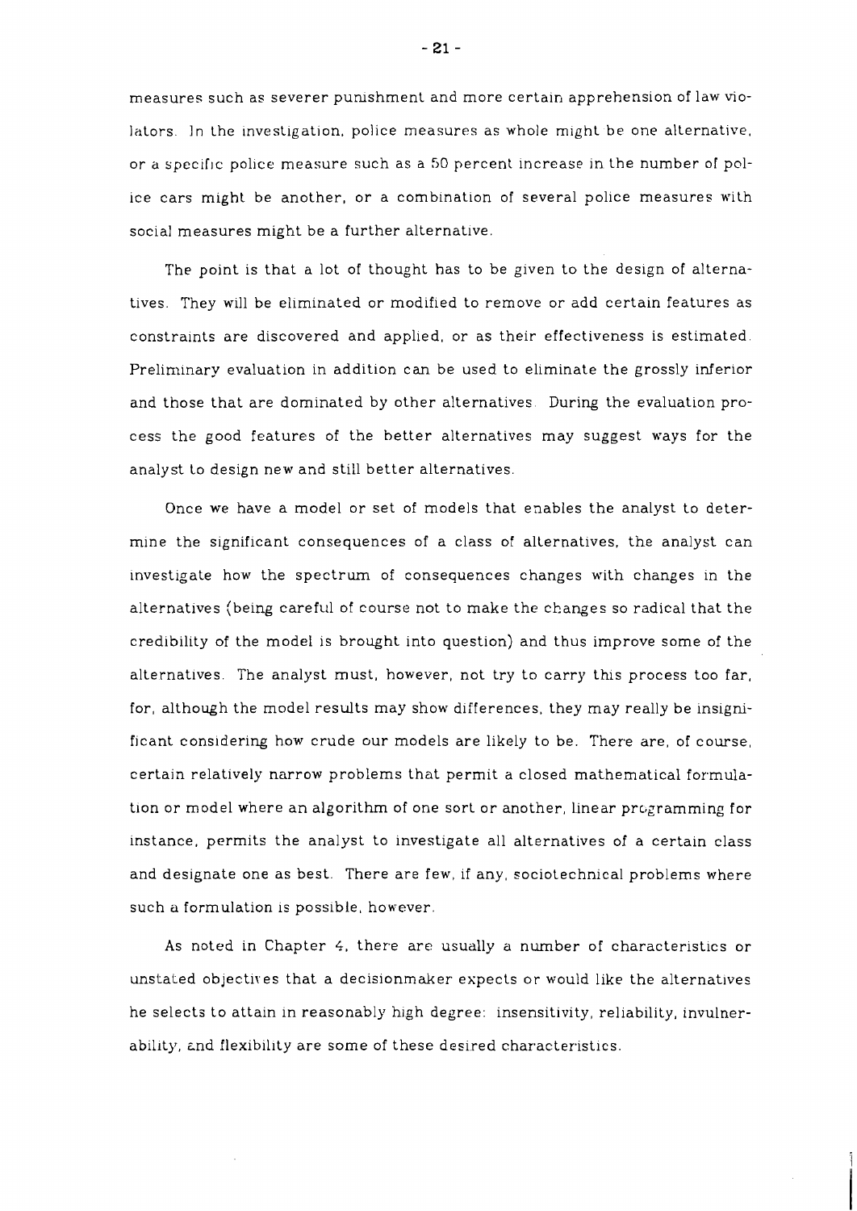measures such as severer punishment and more certain apprehension of law violators. In the investigation, police measures as whole might be one alternative, or a specific police measure such as a 50 percent increase in the number of police cars might be another, or a combination of several police measures with social measures might be a further alternative.

The point is that a lot of thought has to be given to the design of alternatives. They will be eliminated or modified to remove or add certain features as constraints are discovered and applied, or as their effectiveness is estimated. Preliminary evaluation in addition can be used to eliminate the grossly inferior and those that are dominated by other alternatives. During the evaluation process the good features of the better alternatives may suggest ways for the analyst to design new and still better alternatives.

Once we have a model or set of models that enables the analyst to determine the significant consequences of a class of alternatives, the analyst can investigate how the spectrum of consequences changes with changes in the alternatives (being careful of course not to make the changes so radical that the credibility of the model is brought into question) and thus improve some of the alternatives. The analyst must, however, not try to carry this process too far, for, although the model results may show differences, they may really be insignificant considering how crude our models are likely to be. There are, of course, certain relatively narrow problems that permit a closed mathematical formulation or model where an algorithm of one sort or another, linear programming for instance, permits the analyst to investigate all alternatives of a certain class and designate one as best. There are few, if any, sociotechnical problems where such a formulation is possible, however.

As noted in Chapter 4, there are usually a number of characteristics or unstated objectives that a decisionmaker expects or would like the alternatives he selects to attain in reasonably high degree: insensitivity, reliability, invulnerability, and flexibility are some of these desired characteristics.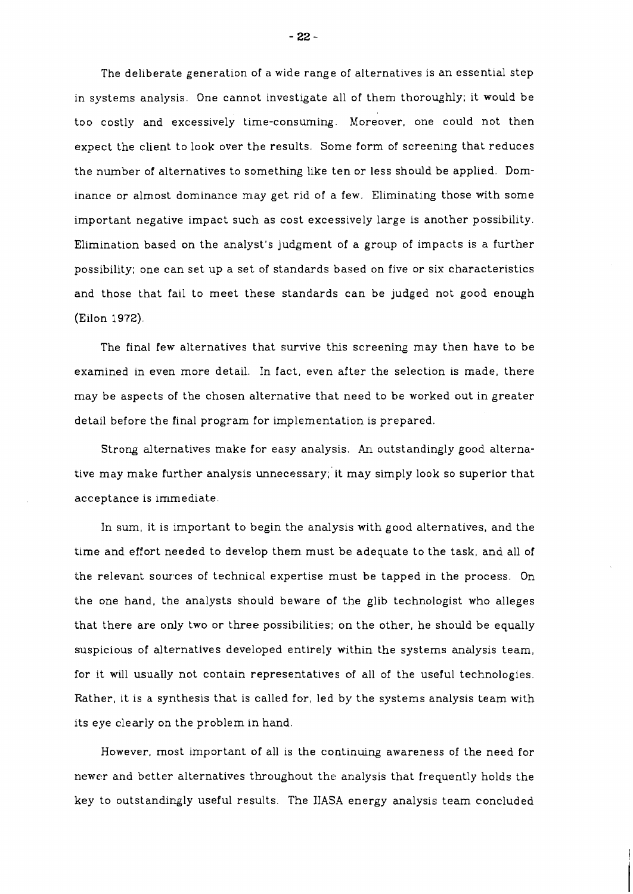The deliberate generation of a wide range of alternatives is an essential step in systems analysis. One cannot investigate all of them thoroughly; it would be too costly and excessively time-consuming. Moreover, one could not then expect the client to look over the results. Some form of screening that reduces the number of alternatives to something like ten or less should be applied. Dominance or almost dominance may get rid of a few. Eliminating those with some important negative impact such as cost excessively large is another possibility. Elimination based on the analyst's judgment of a group of impacts is a further possibility; one can set up a set of standards based on five or six characteristics and those that fail to meet these standards can be judged not good enough (Eilon 1972).

The final few alternatives that survive this screening may then have to be examined in even more detail. In fact, even after the selection is made, there may be aspects of the chosen alternative that need to be worked out in greater detail before the final program for implementation is prepared.

Strong alternatives make for easy analysis. An outstandingly good alternative may make further analysis unnecessary; it may simply look so superior that acceptance is immediate.

In sum, it is important to begin the analysis with good alternatives, and the time and effort needed to develop them must be adequate to the task, and all of the relevant sources of technical expertise must be tapped in the process. On the one hand, the analysts should beware of the glib technologist who alleges that there are only two or three possibilities; on the other, he should be equally suspicious of alternatives developed entirely within the systems analysis team, for it will usually not contain representatives of all of the useful technologies. Rather, it is a synthesis that is called for, led by the systems analysis team with its eye clearly on the problem in hand.

However, most important of all is the continuing awareness of the need for newer and better alternatives throughout the analysis that frequently holds the key to outstandingly useful results. The IIASA energy analysis team concluded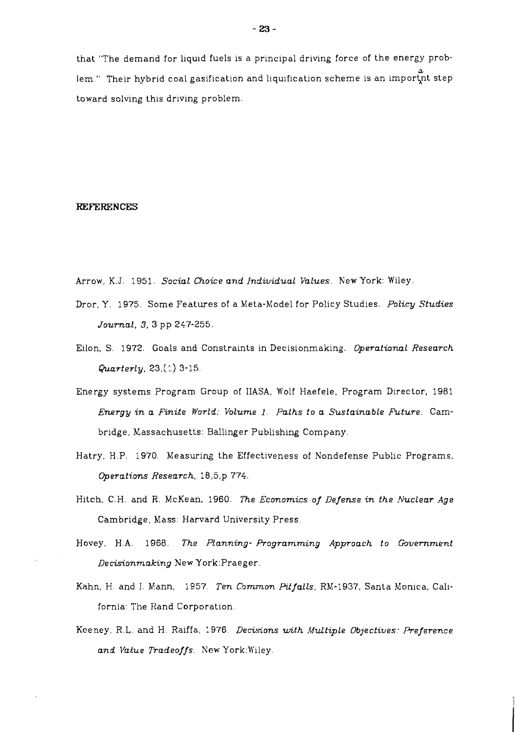that "The demand for liquid fuels is a principal driving force of the energy problem." Their hybrid coal gasification and liquification scheme is an important step toward solving this driving problem.

## REFERENCES

Arrow, K.J. 1951. *Social Choice and Individual Values*. New York: Wiley.

Dror, Y. 1975. Some Features of a Meta-Model for Policy Studies. *Policy Studies Journal*, *3*, 3 pp 247-255.

Eilon, S. 1972. Goals and Constraints in Decisionmaking. *Operational Research Quarterly*, 23,(1) 3-15.

Energy systems Program Group of IIASA, Wolf Haefele, Program Director, 1981 *Energy in a Finite World: Volume 1. Paths to a Sustainable Future*. Cambridge, Massachusetts: Ballinger Publishing Company.

Hatry, H.P. 1970. Measuring the Effectiveness of Nondefense Public Programs, *Operations Research*, 18,5,p 774.

Hitch, C.H. and R. McKean, 1960. *The Economics of Defense in the Nuclear Age* Cambridge, Mass: Harvard University Press.

Hovey, H.A. 1968. *The Planning- Programming Approach to Government Decisionmaking* New York:Praeger.

Kahn, H. and I. Mann, 1957. *Ten Common Pitfalls*, RM-1937, Santa Monica, California: The Rand Corporation.

Keeney, R.L. and H. Raiffa, 1976. *Decisions with Multiple Objectives: Preference and Value Tradeoffs*. New York:Wiley.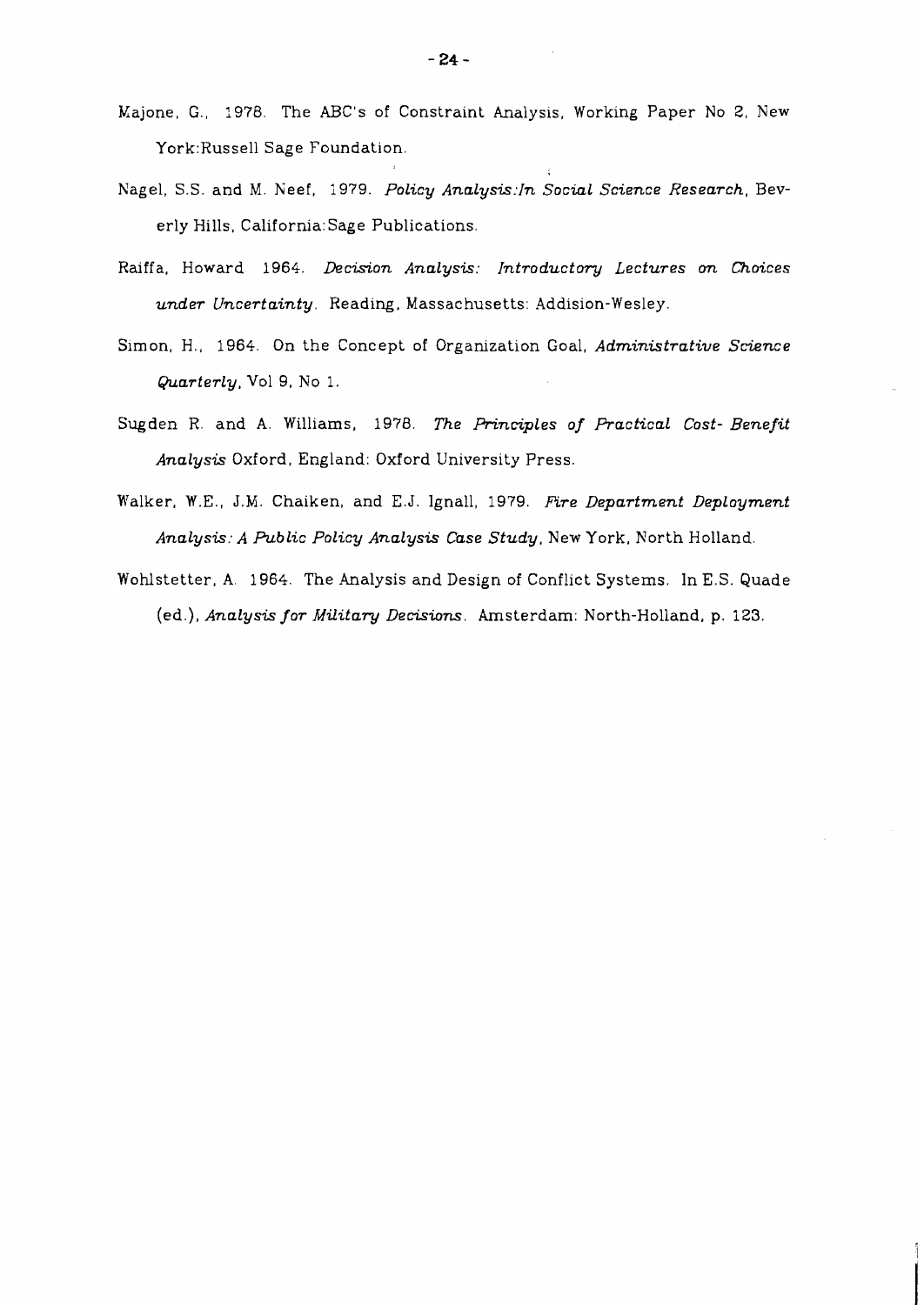Majone, G., 1978. The ABC's of Constraint Analysis, Working Paper No 2, New York:Russell Sage Foundation.

Nagel, S.S. and M. Neef, 1979. *Policy Analysis:In Social Science Research*, Beverly Hills, California:Sage Publications.

Raiffa, Howard 1964. *Decision Analysis: Introductory Lectures on Choices under Uncertainty*. Reading, Massachusetts: Addision-Wesley.

Simon, H., 1964. On the Concept of Organization Goal, *Administrative Science Quarterly*, Vol 9, No 1.

Sugden R. and A. Williams, 1978. *The Principles of Practical Cost- Benefit Analysis* Oxford, England: Oxford University Press.

Walker, W.E., J.M. Chaiken, and E.J. Ignall, 1979. *Fire Department Deployment Analysis: A Public Policy Analysis Case Study*, New York, North Holland.

Wohlstetter, A. 1964. The Analysis and Design of Conflict Systems. In E.S. Quade (ed.), *Analysis for Military Decisions*. Amsterdam: North-Holland, p. 123.